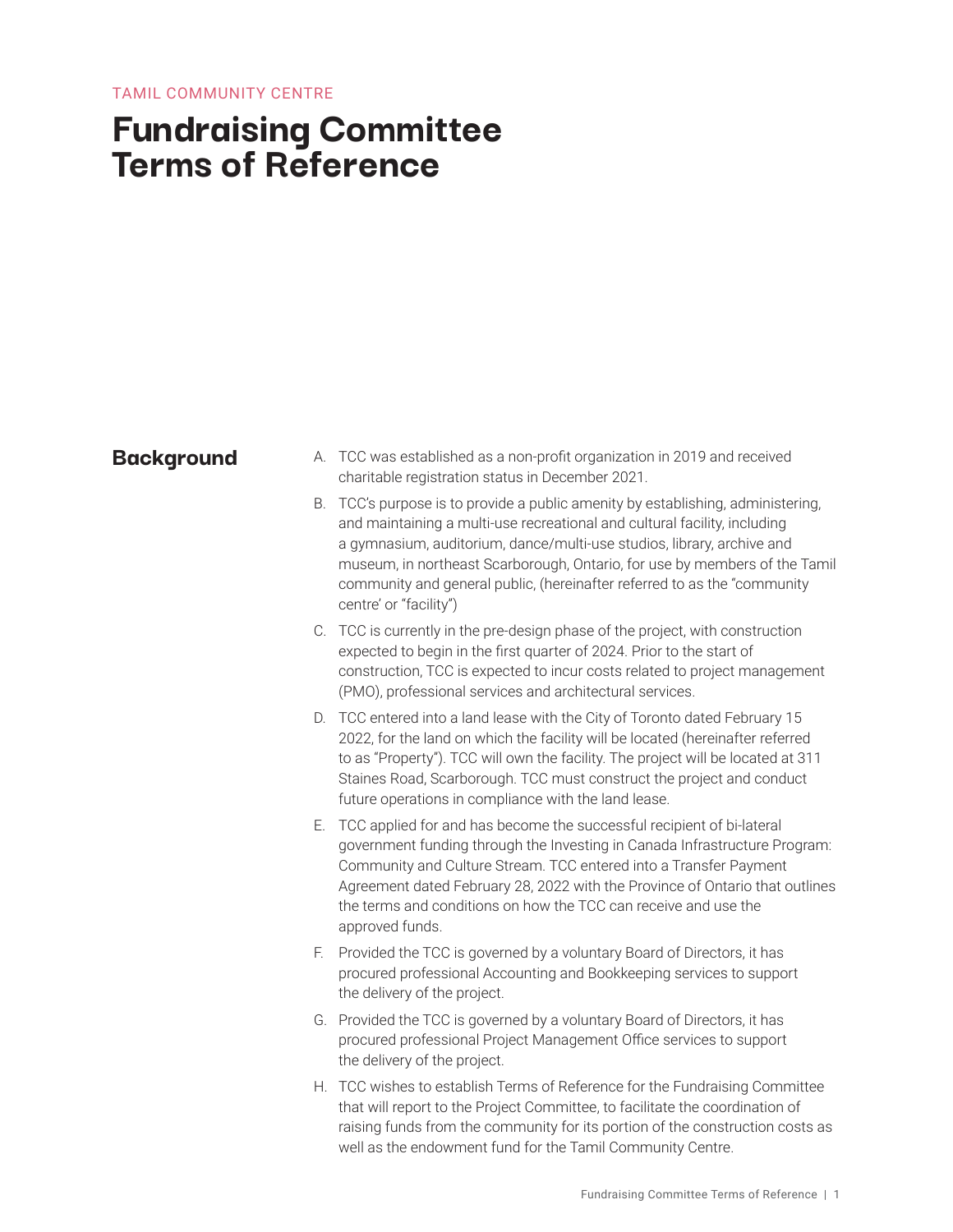TAMIL COMMUNITY CENTRE

# Fundraising Committee Terms of Reference

## Background

A. TCC was established as a non-profit organization in 2019 and received charitable registration status in December 2021.

B. TCC's purpose is to provide a public amenity by establishing, administering, and maintaining a multi-use recreational and cultural facility, including a gymnasium, auditorium, dance/multi-use studios, library, archive and museum, in northeast Scarborough, Ontario, for use by members of the Tamil community and general public, (hereinafter referred to as the "community centre' or "facility")

C. TCC is currently in the pre-design phase of the project, with construction expected to begin in the first quarter of 2024. Prior to the start of construction, TCC is expected to incur costs related to project management (PMO), professional services and architectural services.

D. TCC entered into a land lease with the City of Toronto dated February 15 2022, for the land on which the facility will be located (hereinafter referred to as "Property"). TCC will own the facility. The project will be located at 311 Staines Road, Scarborough. TCC must construct the project and conduct future operations in compliance with the land lease.

E. TCC applied for and has become the successful recipient of bi-lateral government funding through the Investing in Canada Infrastructure Program: Community and Culture Stream. TCC entered into a Transfer Payment Agreement dated February 28, 2022 with the Province of Ontario that outlines the terms and conditions on how the TCC can receive and use the approved funds.

F. Provided the TCC is governed by a voluntary Board of Directors, it has procured professional Accounting and Bookkeeping services to support the delivery of the project.

G. Provided the TCC is governed by a voluntary Board of Directors, it has procured professional Project Management Office services to support the delivery of the project.

H. TCC wishes to establish Terms of Reference for the Fundraising Committee that will report to the Project Committee, to facilitate the coordination of raising funds from the community for its portion of the construction costs as well as the endowment fund for the Tamil Community Centre.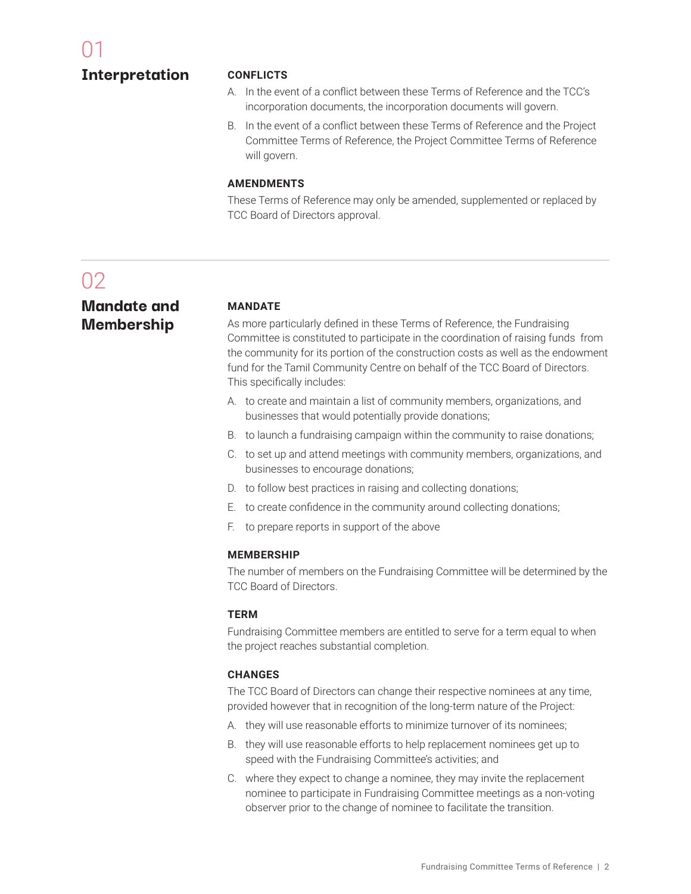## 01 Interpretation

### CONFLICTS

A. In the event of a conflict between these Terms of Reference and the TCC's incorporation documents, the incorporation documents will govern.

B. In the event of a conflict between these Terms of Reference and the Project Committee Terms of Reference, the Project Committee Terms of Reference will govern.

### AMENDMENTS

These Terms of Reference may only be amended, supplemented or replaced by TCC Board of Directors approval.

## 02 Mandate and Membership

### MANDATE

As more particularly defined in these Terms of Reference, the Fundraising Committee is constituted to participate in the coordination of raising funds from the community for its portion of the construction costs as well as the endowment fund for the Tamil Community Centre on behalf of the TCC Board of Directors. This specifically includes:

A. to create and maintain a list of community members, organizations, and businesses that would potentially provide donations;

B. to launch a fundraising campaign within the community to raise donations;

C. to set up and attend meetings with community members, organizations, and businesses to encourage donations;

D. to follow best practices in raising and collecting donations;

E. to create confidence in the community around collecting donations;

F. to prepare reports in support of the above

### MEMBERSHIP

The number of members on the Fundraising Committee will be determined by the TCC Board of Directors.

### TERM

Fundraising Committee members are entitled to serve for a term equal to when the project reaches substantial completion.

### CHANGES

The TCC Board of Directors can change their respective nominees at any time, provided however that in recognition of the long-term nature of the Project:

A. they will use reasonable efforts to minimize turnover of its nominees;

B. they will use reasonable efforts to help replacement nominees get up to speed with the Fundraising Committee's activities; and

C. where they expect to change a nominee, they may invite the replacement nominee to participate in Fundraising Committee meetings as a non-voting observer prior to the change of nominee to facilitate the transition.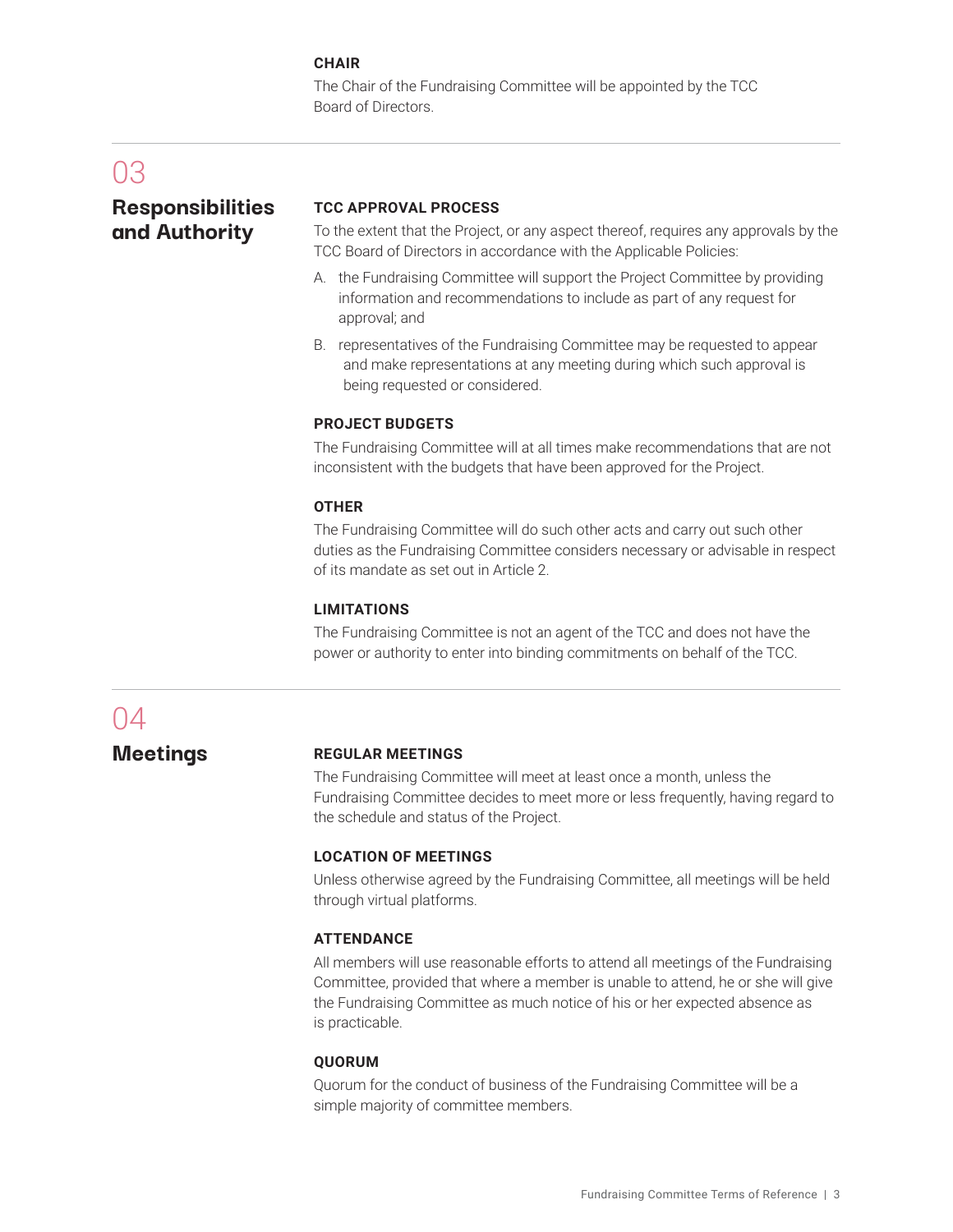### CHAIR

The Chair of the Fundraising Committee will be appointed by the TCC Board of Directors.

## 03 Responsibilities and Authority

### TCC APPROVAL PROCESS

To the extent that the Project, or any aspect thereof, requires any approvals by the TCC Board of Directors in accordance with the Applicable Policies:

A. the Fundraising Committee will support the Project Committee by providing information and recommendations to include as part of any request for approval; and

B. representatives of the Fundraising Committee may be requested to appear and make representations at any meeting during which such approval is being requested or considered.

### PROJECT BUDGETS

The Fundraising Committee will at all times make recommendations that are not inconsistent with the budgets that have been approved for the Project.

### OTHER

The Fundraising Committee will do such other acts and carry out such other duties as the Fundraising Committee considers necessary or advisable in respect of its mandate as set out in Article 2.

### LIMITATIONS

The Fundraising Committee is not an agent of the TCC and does not have the power or authority to enter into binding commitments on behalf of the TCC.

## 04 Meetings

### REGULAR MEETINGS

The Fundraising Committee will meet at least once a month, unless the Fundraising Committee decides to meet more or less frequently, having regard to the schedule and status of the Project.

### LOCATION OF MEETINGS

Unless otherwise agreed by the Fundraising Committee, all meetings will be held through virtual platforms.

### ATTENDANCE

All members will use reasonable efforts to attend all meetings of the Fundraising Committee, provided that where a member is unable to attend, he or she will give the Fundraising Committee as much notice of his or her expected absence as is practicable.

### QUORUM

Quorum for the conduct of business of the Fundraising Committee will be a simple majority of committee members.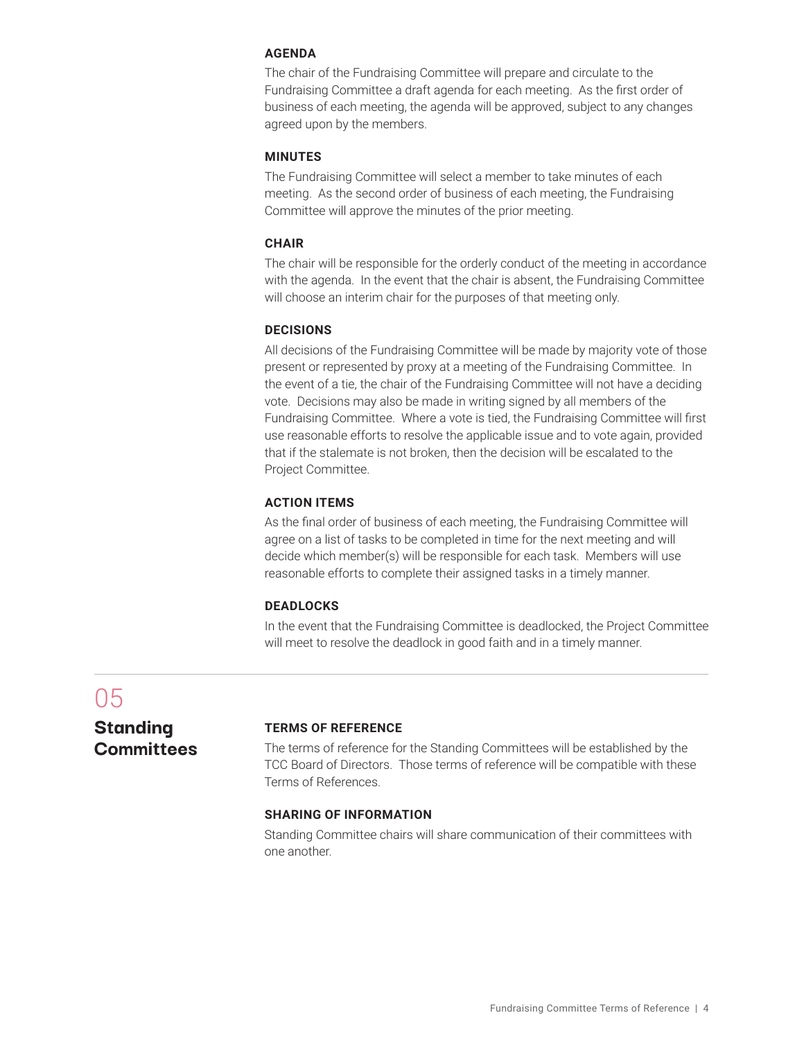### AGENDA

The chair of the Fundraising Committee will prepare and circulate to the Fundraising Committee a draft agenda for each meeting. As the first order of business of each meeting, the agenda will be approved, subject to any changes agreed upon by the members.

### MINUTES

The Fundraising Committee will select a member to take minutes of each meeting. As the second order of business of each meeting, the Fundraising Committee will approve the minutes of the prior meeting.

### CHAIR

The chair will be responsible for the orderly conduct of the meeting in accordance with the agenda. In the event that the chair is absent, the Fundraising Committee will choose an interim chair for the purposes of that meeting only.

### DECISIONS

All decisions of the Fundraising Committee will be made by majority vote of those present or represented by proxy at a meeting of the Fundraising Committee. In the event of a tie, the chair of the Fundraising Committee will not have a deciding vote. Decisions may also be made in writing signed by all members of the Fundraising Committee. Where a vote is tied, the Fundraising Committee will first use reasonable efforts to resolve the applicable issue and to vote again, provided that if the stalemate is not broken, then the decision will be escalated to the Project Committee.

### ACTION ITEMS

As the final order of business of each meeting, the Fundraising Committee will agree on a list of tasks to be completed in time for the next meeting and will decide which member(s) will be responsible for each task. Members will use reasonable efforts to complete their assigned tasks in a timely manner.

### DEADLOCKS

In the event that the Fundraising Committee is deadlocked, the Project Committee will meet to resolve the deadlock in good faith and in a timely manner.

---

## 05 Standing Committees

### TERMS OF REFERENCE

The terms of reference for the Standing Committees will be established by the TCC Board of Directors. Those terms of reference will be compatible with these Terms of References.

### SHARING OF INFORMATION

Standing Committee chairs will share communication of their committees with one another.